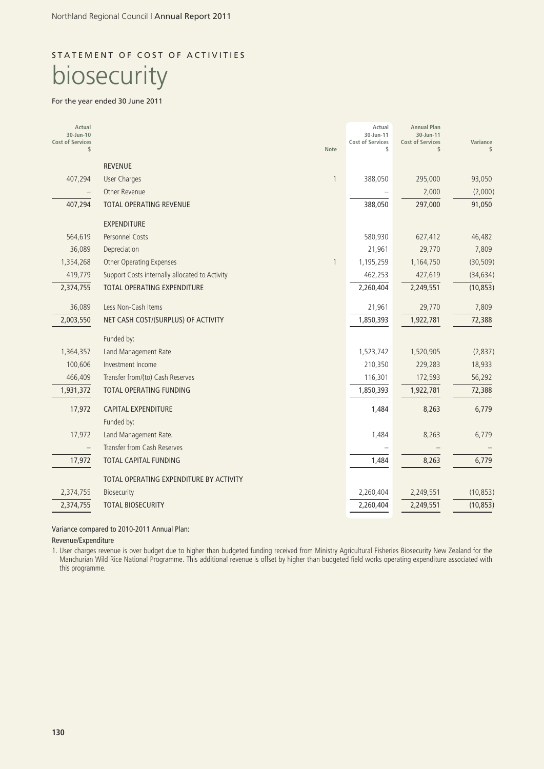# STATEMENT OF COST OF ACTIVITIES

# biosecurity

For the year ended 30 June 2011

| Actual 30-Jun-10 Cost of Services $ | | Note | Actual 30-Jun-11 Cost of Services $ | Annual Plan 30-Jun-11 Cost of Services $ | Variance $ |
|---|---|---|---|---|---|
| | REVENUE | | | | |
| 407,294 | User Charges | 1 | 388,050 | 295,000 | 93,050 |
| – | Other Revenue | | – | 2,000 | (2,000) |
| 407,294 | TOTAL OPERATING REVENUE | | 388,050 | 297,000 | 91,050 |
| | EXPENDITURE | | | | |
| 564,619 | Personnel Costs | | 580,930 | 627,412 | 46,482 |
| 36,089 | Depreciation | | 21,961 | 29,770 | 7,809 |
| 1,354,268 | Other Operating Expenses | 1 | 1,195,259 | 1,164,750 | (30,509) |
| 419,779 | Support Costs internally allocated to Activity | | 462,253 | 427,619 | (34,634) |
| 2,374,755 | TOTAL OPERATING EXPENDITURE | | 2,260,404 | 2,249,551 | (10,853) |
| 36,089 | Less Non-Cash Items | | 21,961 | 29,770 | 7,809 |
| 2,003,550 | NET CASH COST/(SURPLUS) OF ACTIVITY | | 1,850,393 | 1,922,781 | 72,388 |
| | Funded by: | | | | |
| 1,364,357 | Land Management Rate | | 1,523,742 | 1,520,905 | (2,837) |
| 100,606 | Investment Income | | 210,350 | 229,283 | 18,933 |
| 466,409 | Transfer from/(to) Cash Reserves | | 116,301 | 172,593 | 56,292 |
| 1,931,372 | TOTAL OPERATING FUNDING | | 1,850,393 | 1,922,781 | 72,388 |
| 17,972 | CAPITAL EXPENDITURE | | 1,484 | 8,263 | 6,779 |
| | Funded by: | | | | |
| 17,972 | Land Management Rate. | | 1,484 | 8,263 | 6,779 |
| – | Transfer from Cash Reserves | | – | – | – |
| 17,972 | TOTAL CAPITAL FUNDING | | 1,484 | 8,263 | 6,779 |
| | TOTAL OPERATING EXPENDITURE BY ACTIVITY | | | | |
| 2,374,755 | Biosecurity | | 2,260,404 | 2,249,551 | (10,853) |
| 2,374,755 | TOTAL BIOSECURITY | | 2,260,404 | 2,249,551 | (10,853) |

Variance compared to 2010-2011 Annual Plan:

Revenue/Expenditure

1. User charges revenue is over budget due to higher than budgeted funding received from Ministry Agricultural Fisheries Biosecurity New Zealand for the Manchurian Wild Rice National Programme. This additional revenue is offset by higher than budgeted field works operating expenditure associated with this programme.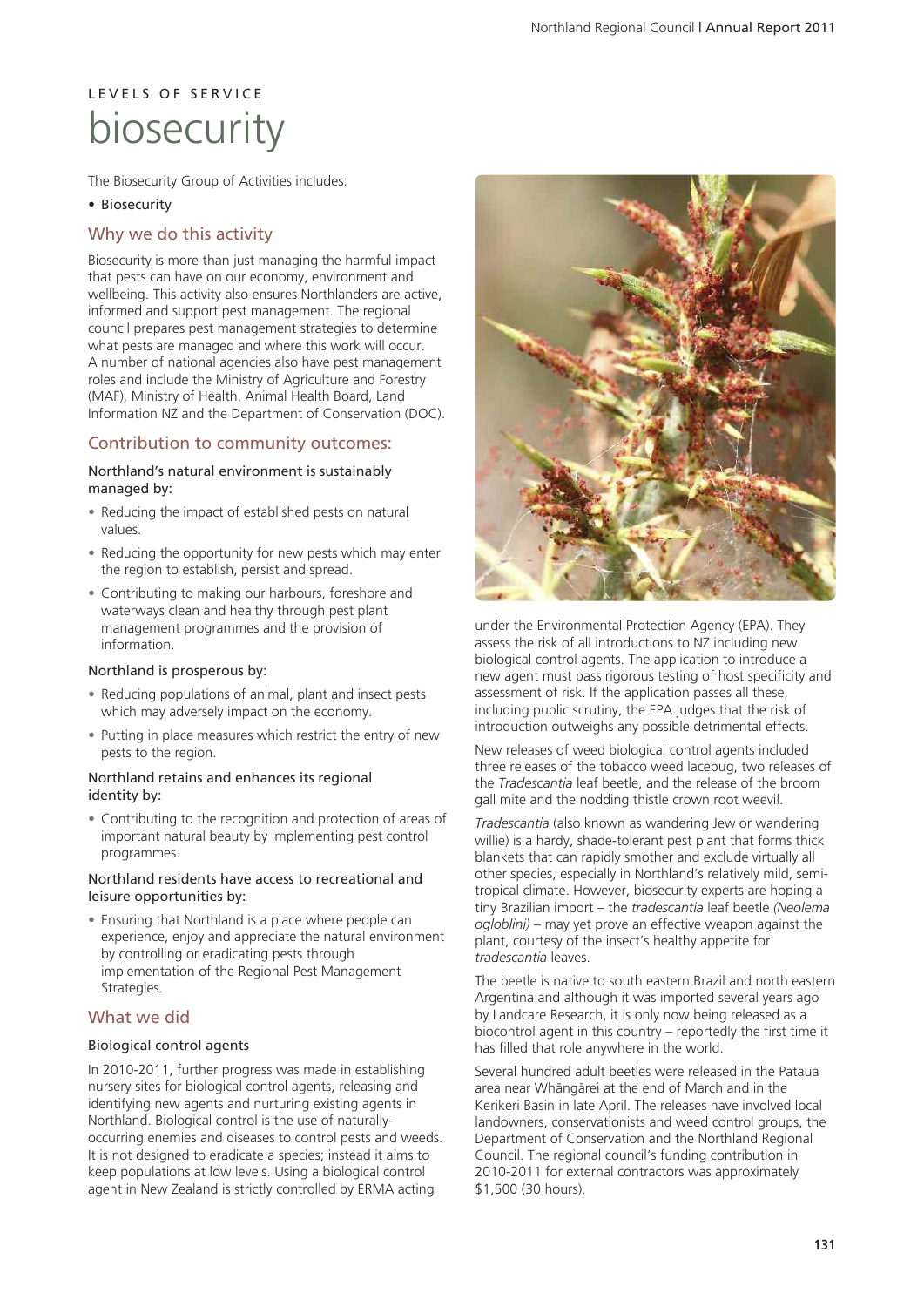LEVELS OF SERVICE

# biosecurity

The Biosecurity Group of Activities includes:

- Biosecurity

## Why we do this activity

Biosecurity is more than just managing the harmful impact that pests can have on our economy, environment and wellbeing. This activity also ensures Northlanders are active, informed and support pest management. The regional council prepares pest management strategies to determine what pests are managed and where this work will occur. A number of national agencies also have pest management roles and include the Ministry of Agriculture and Forestry (MAF), Ministry of Health, Animal Health Board, Land Information NZ and the Department of Conservation (DOC).

## Contribution to community outcomes:

### Northland's natural environment is sustainably managed by:

- Reducing the impact of established pests on natural values.
- Reducing the opportunity for new pests which may enter the region to establish, persist and spread.
- Contributing to making our harbours, foreshore and waterways clean and healthy through pest plant management programmes and the provision of information.

### Northland is prosperous by:

- Reducing populations of animal, plant and insect pests which may adversely impact on the economy.
- Putting in place measures which restrict the entry of new pests to the region.

### Northland retains and enhances its regional identity by:

- Contributing to the recognition and protection of areas of important natural beauty by implementing pest control programmes.

### Northland residents have access to recreational and leisure opportunities by:

- Ensuring that Northland is a place where people can experience, enjoy and appreciate the natural environment by controlling or eradicating pests through implementation of the Regional Pest Management Strategies.

## What we did

### Biological control agents

In 2010-2011, further progress was made in establishing nursery sites for biological control agents, releasing and identifying new agents and nurturing existing agents in Northland. Biological control is the use of naturally-occurring enemies and diseases to control pests and weeds. It is not designed to eradicate a species; instead it aims to keep populations at low levels. Using a biological control agent in New Zealand is strictly controlled by ERMA acting under the Environmental Protection Agency (EPA). They assess the risk of all introductions to NZ including new biological control agents. The application to introduce a new agent must pass rigorous testing of host specificity and assessment of risk. If the application passes all these, including public scrutiny, the EPA judges that the risk of introduction outweighs any possible detrimental effects.

New releases of weed biological control agents included three releases of the tobacco weed lacebug, two releases of the *Tradescantia* leaf beetle, and the release of the broom gall mite and the nodding thistle crown root weevil.

*Tradescantia* (also known as wandering Jew or wandering willie) is a hardy, shade-tolerant pest plant that forms thick blankets that can rapidly smother and exclude virtually all other species, especially in Northland's relatively mild, semi-tropical climate. However, biosecurity experts are hoping a tiny Brazilian import – the *tradescantia* leaf beetle *(Neolema ogloblini)* – may yet prove an effective weapon against the plant, courtesy of the insect's healthy appetite for *tradescantia* leaves.

The beetle is native to south eastern Brazil and north eastern Argentina and although it was imported several years ago by Landcare Research, it is only now being released as a biocontrol agent in this country – reportedly the first time it has filled that role anywhere in the world.

Several hundred adult beetles were released in the Pataua area near Whāngārei at the end of March and in the Kerikeri Basin in late April. The releases have involved local landowners, conservationists and weed control groups, the Department of Conservation and the Northland Regional Council. The regional council's funding contribution in 2010-2011 for external contractors was approximately $1,500 (30 hours).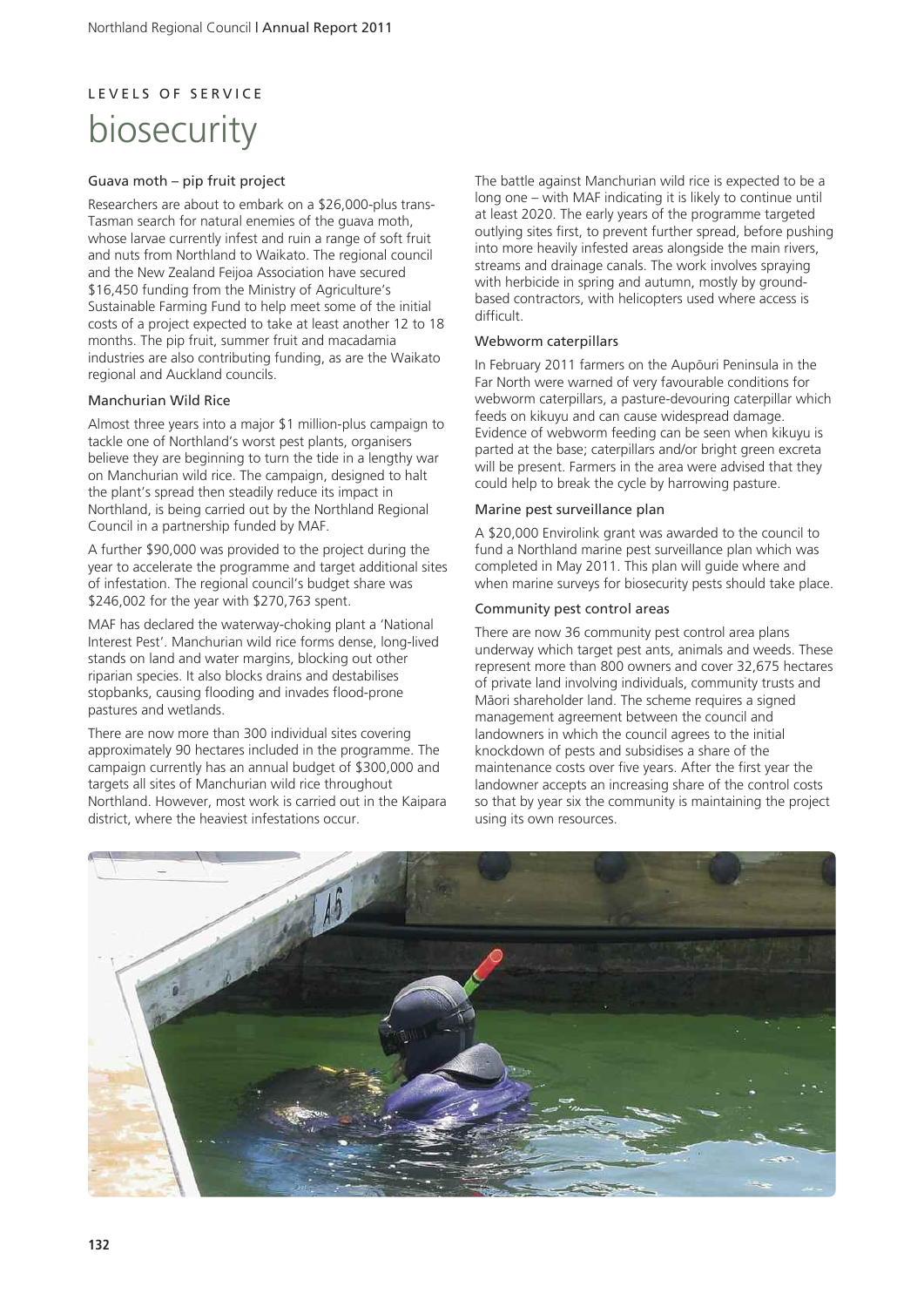LEVELS OF SERVICE

# biosecurity

### Guava moth – pip fruit project

Researchers are about to embark on a $26,000-plus trans-Tasman search for natural enemies of the guava moth, whose larvae currently infest and ruin a range of soft fruit and nuts from Northland to Waikato. The regional council and the New Zealand Feijoa Association have secured $16,450 funding from the Ministry of Agriculture's Sustainable Farming Fund to help meet some of the initial costs of a project expected to take at least another 12 to 18 months. The pip fruit, summer fruit and macadamia industries are also contributing funding, as are the Waikato regional and Auckland councils.

### Manchurian Wild Rice

Almost three years into a major $1 million-plus campaign to tackle one of Northland's worst pest plants, organisers believe they are beginning to turn the tide in a lengthy war on Manchurian wild rice. The campaign, designed to halt the plant's spread then steadily reduce its impact in Northland, is being carried out by the Northland Regional Council in a partnership funded by MAF.

A further $90,000 was provided to the project during the year to accelerate the programme and target additional sites of infestation. The regional council's budget share was $246,002 for the year with $270,763 spent.

MAF has declared the waterway-choking plant a 'National Interest Pest'. Manchurian wild rice forms dense, long-lived stands on land and water margins, blocking out other riparian species. It also blocks drains and destabilises stopbanks, causing flooding and invades flood-prone pastures and wetlands.

There are now more than 300 individual sites covering approximately 90 hectares included in the programme. The campaign currently has an annual budget of $300,000 and targets all sites of Manchurian wild rice throughout Northland. However, most work is carried out in the Kaipara district, where the heaviest infestations occur.

The battle against Manchurian wild rice is expected to be a long one – with MAF indicating it is likely to continue until at least 2020. The early years of the programme targeted outlying sites first, to prevent further spread, before pushing into more heavily infested areas alongside the main rivers, streams and drainage canals. The work involves spraying with herbicide in spring and autumn, mostly by ground-based contractors, with helicopters used where access is difficult.

### Webworm caterpillars

In February 2011 farmers on the Aupōuri Peninsula in the Far North were warned of very favourable conditions for webworm caterpillars, a pasture-devouring caterpillar which feeds on kikuyu and can cause widespread damage. Evidence of webworm feeding can be seen when kikuyu is parted at the base; caterpillars and/or bright green excreta will be present. Farmers in the area were advised that they could help to break the cycle by harrowing pasture.

### Marine pest surveillance plan

A $20,000 Envirolink grant was awarded to the council to fund a Northland marine pest surveillance plan which was completed in May 2011. This plan will guide where and when marine surveys for biosecurity pests should take place.

### Community pest control areas

There are now 36 community pest control area plans underway which target pest ants, animals and weeds. These represent more than 800 owners and cover 32,675 hectares of private land involving individuals, community trusts and Māori shareholder land. The scheme requires a signed management agreement between the council and landowners in which the council agrees to the initial knockdown of pests and subsidises a share of the maintenance costs over five years. After the first year the landowner accepts an increasing share of the control costs so that by year six the community is maintaining the project using its own resources.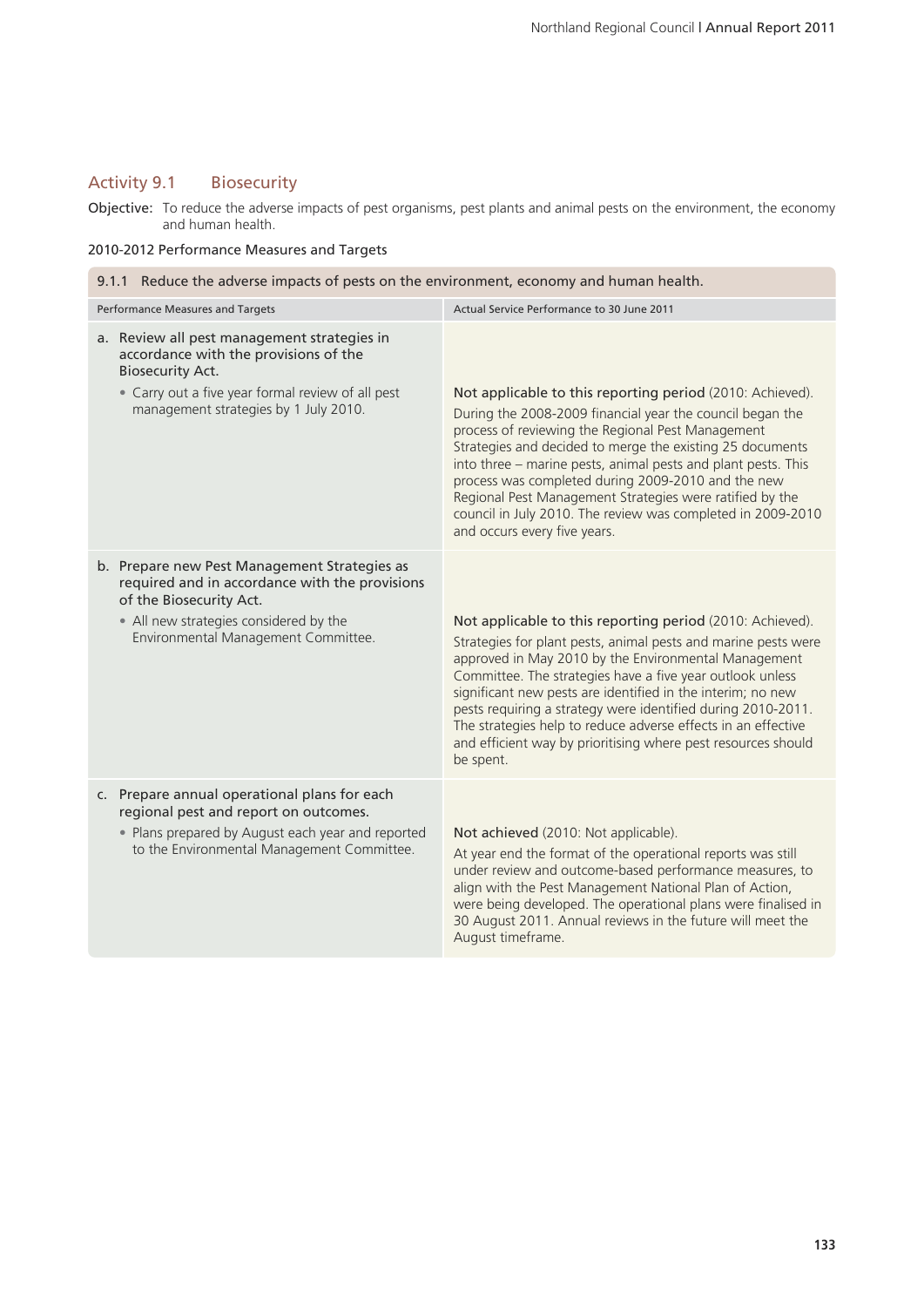## Activity 9.1 Biosecurity

**Objective:** To reduce the adverse impacts of pest organisms, pest plants and animal pests on the environment, the economy and human health.

### 2010-2012 Performance Measures and Targets

| 9.1.1 Reduce the adverse impacts of pests on the environment, economy and human health. | |
|---|---|
| **Performance Measures and Targets** | **Actual Service Performance to 30 June 2011** |
| a. Review all pest management strategies in accordance with the provisions of the Biosecurity Act.<br>• Carry out a five year formal review of all pest management strategies by 1 July 2010. | Not applicable to this reporting period (2010: Achieved).<br>During the 2008-2009 financial year the council began the process of reviewing the Regional Pest Management Strategies and decided to merge the existing 25 documents into three – marine pests, animal pests and plant pests. This process was completed during 2009-2010 and the new Regional Pest Management Strategies were ratified by the council in July 2010. The review was completed in 2009-2010 and occurs every five years. |
| b. Prepare new Pest Management Strategies as required and in accordance with the provisions of the Biosecurity Act.<br>• All new strategies considered by the Environmental Management Committee. | Not applicable to this reporting period (2010: Achieved).<br>Strategies for plant pests, animal pests and marine pests were approved in May 2010 by the Environmental Management Committee. The strategies have a five year outlook unless significant new pests are identified in the interim; no new pests requiring a strategy were identified during 2010-2011. The strategies help to reduce adverse effects in an effective and efficient way by prioritising where pest resources should be spent. |
| c. Prepare annual operational plans for each regional pest and report on outcomes.<br>• Plans prepared by August each year and reported to the Environmental Management Committee. | Not achieved (2010: Not applicable).<br>At year end the format of the operational reports was still under review and outcome-based performance measures, to align with the Pest Management National Plan of Action, were being developed. The operational plans were finalised in 30 August 2011. Annual reviews in the future will meet the August timeframe. |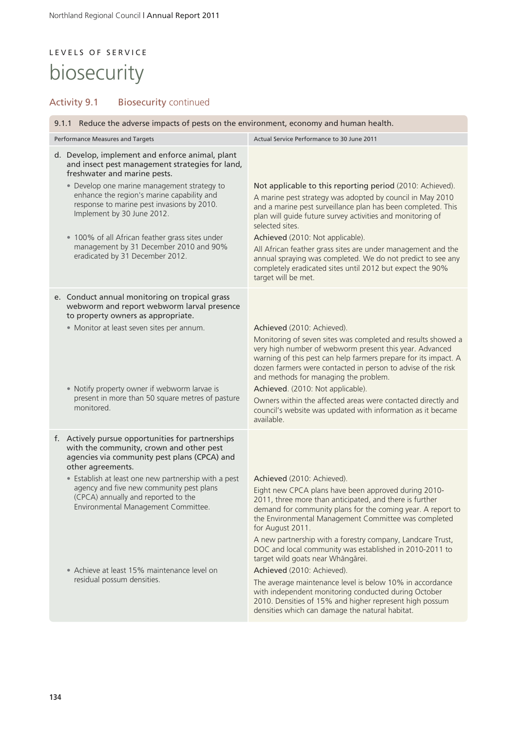LEVELS OF SERVICE

# biosecurity

## Activity 9.1 Biosecurity continued

| 9.1.1 Reduce the adverse impacts of pests on the environment, economy and human health. | |
|---|---|
| **Performance Measures and Targets** | **Actual Service Performance to 30 June 2011** |
| d. Develop, implement and enforce animal, plant and insect pest management strategies for land, freshwater and marine pests. | |
| • Develop one marine management strategy to enhance the region's marine capability and response to marine pest invasions by 2010. Implement by 30 June 2012. | Not applicable to this reporting period (2010: Achieved). A marine pest strategy was adopted by council in May 2010 and a marine pest surveillance plan has been completed. This plan will guide future survey activities and monitoring of selected sites. |
| • 100% of all African feather grass sites under management by 31 December 2010 and 90% eradicated by 31 December 2012. | Achieved (2010: Not applicable). All African feather grass sites are under management and the annual spraying was completed. We do not predict to see any completely eradicated sites until 2012 but expect the 90% target will be met. |
| e. Conduct annual monitoring on tropical grass webworm and report webworm larval presence to property owners as appropriate. | |
| • Monitor at least seven sites per annum. | Achieved (2010: Achieved). Monitoring of seven sites was completed and results showed a very high number of webworm present this year. Advanced warning of this pest can help farmers prepare for its impact. A dozen farmers were contacted in person to advise of the risk and methods for managing the problem. |
| • Notify property owner if webworm larvae is present in more than 50 square metres of pasture monitored. | Achieved. (2010: Not applicable). Owners within the affected areas were contacted directly and council's website was updated with information as it became available. |
| f. Actively pursue opportunities for partnerships with the community, crown and other pest agencies via community pest plans (CPCA) and other agreements. | |
| • Establish at least one new partnership with a pest agency and five new community pest plans (CPCA) annually and reported to the Environmental Management Committee. | Achieved (2010: Achieved). Eight new CPCA plans have been approved during 2010-2011, three more than anticipated, and there is further demand for community plans for the coming year. A report to the Environmental Management Committee was completed for August 2011. A new partnership with a forestry company, Landcare Trust, DOC and local community was established in 2010-2011 to target wild goats near Whāngārei. |
| • Achieve at least 15% maintenance level on residual possum densities. | Achieved (2010: Achieved). The average maintenance level is below 10% in accordance with independent monitoring conducted during October 2010. Densities of 15% and higher represent high possum densities which can damage the natural habitat. |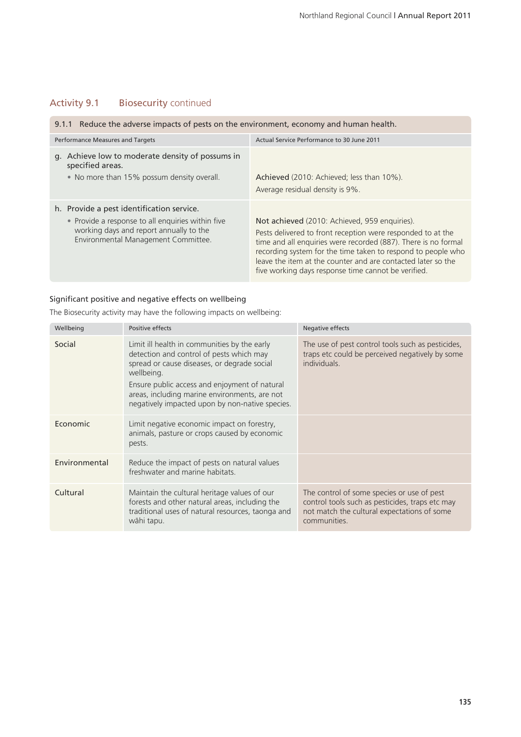## Activity 9.1 Biosecurity continued

| 9.1.1 Reduce the adverse impacts of pests on the environment, economy and human health. | |
|---|---|
| **Performance Measures and Targets** | **Actual Service Performance to 30 June 2011** |
| g. Achieve low to moderate density of possums in specified areas.<br>• No more than 15% possum density overall. | Achieved (2010: Achieved; less than 10%).<br>Average residual density is 9%. |
| h. Provide a pest identification service.<br>• Provide a response to all enquiries within five working days and report annually to the Environmental Management Committee. | Not achieved (2010: Achieved, 959 enquiries).<br>Pests delivered to front reception were responded to at the time and all enquiries were recorded (887). There is no formal recording system for the time taken to respond to people who leave the item at the counter and are contacted later so the five working days response time cannot be verified. |

### Significant positive and negative effects on wellbeing

The Biosecurity activity may have the following impacts on wellbeing:

| Wellbeing | Positive effects | Negative effects |
|---|---|---|
| Social | Limit ill health in communities by the early detection and control of pests which may spread or cause diseases, or degrade social wellbeing.<br>Ensure public access and enjoyment of natural areas, including marine environments, are not negatively impacted upon by non-native species. | The use of pest control tools such as pesticides, traps etc could be perceived negatively by some individuals. |
| Economic | Limit negative economic impact on forestry, animals, pasture or crops caused by economic pests. | |
| Environmental | Reduce the impact of pests on natural values freshwater and marine habitats. | |
| Cultural | Maintain the cultural heritage values of our forests and other natural areas, including the traditional uses of natural resources, taonga and wāhi tapu. | The control of some species or use of pest control tools such as pesticides, traps etc may not match the cultural expectations of some communities. |